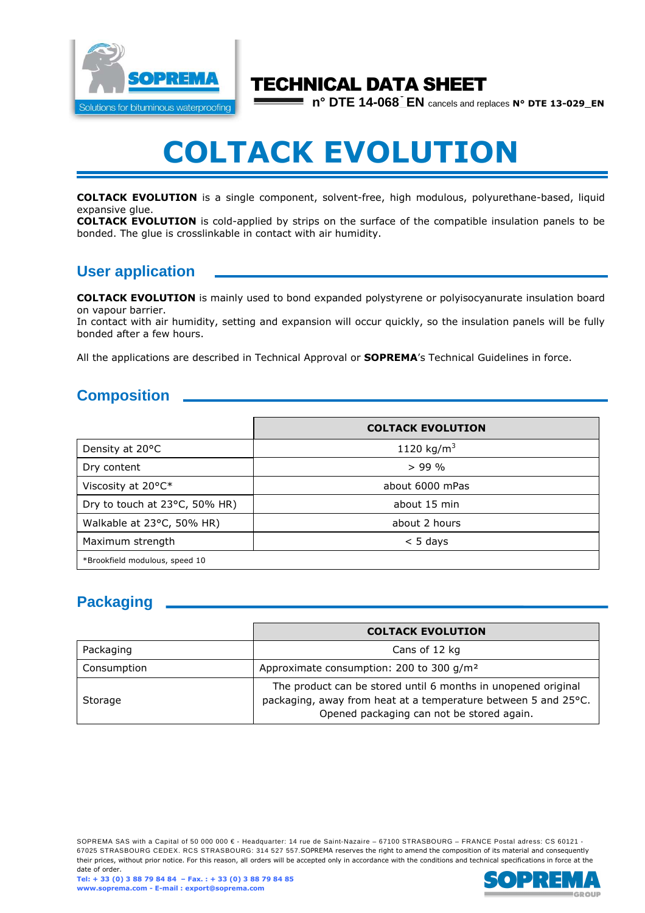SOPREMA

Solutions for bituminous waterproofing

# TECHNICAL DATA SHEET

**n° DTE 14-068_EN** cancels and replaces **N° DTE 13-029_EN**

# COLTACK EVOLUTION

**COLTACK EVOLUTION** is a single component, solvent-free, high modulous, polyurethane-based, liquid expansive glue.
**COLTACK EVOLUTION** is cold-applied by strips on the surface of the compatible insulation panels to be bonded. The glue is crosslinkable in contact with air humidity.

## User application

**COLTACK EVOLUTION** is mainly used to bond expanded polystyrene or polyisocyanurate insulation board on vapour barrier.
In contact with air humidity, setting and expansion will occur quickly, so the insulation panels will be fully bonded after a few hours.

All the applications are described in Technical Approval or **SOPREMA**'s Technical Guidelines in force.

## Composition

| | COLTACK EVOLUTION |
|---|---|
| Density at 20°C | 1120 kg/m$^3$ |
| Dry content | > 99 % |
| Viscosity at 20°C* | about 6000 mPas |
| Dry to touch at 23°C, 50% HR) | about 15 min |
| Walkable at 23°C, 50% HR) | about 2 hours |
| Maximum strength | < 5 days |
| *Brookfield modulous, speed 10 | |

## Packaging

| | COLTACK EVOLUTION |
|---|---|
| Packaging | Cans of 12 kg |
| Consumption | Approximate consumption: 200 to 300 g/m² |
| Storage | The product can be stored until 6 months in unopened original packaging, away from heat at a temperature between 5 and 25°C. Opened packaging can not be stored again. |

SOPREMA SAS with a Capital of 50 000 000 € - Headquarter: 14 rue de Saint-Nazaire – 67100 STRASBOURG – FRANCE Postal adress: CS 60121 - 67025 STRASBOURG CEDEX. RCS STRASBOURG: 314 527 557.SOPREMA reserves the right to amend the composition of its material and consequently their prices, without prior notice. For this reason, all orders will be accepted only in accordance with the conditions and technical specifications in force at the date of order.
**Tel: + 33 (0) 3 88 79 84 84 – Fax. : + 33 (0) 3 88 79 84 85**
**www.soprema.com - E-mail : export@soprema.com**

SOPREMA GROUP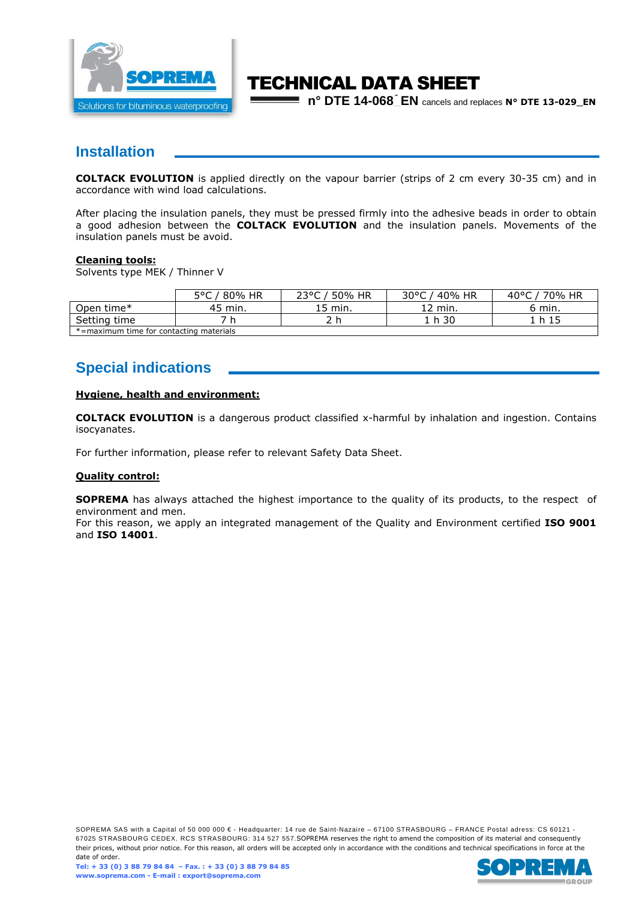# TECHNICAL DATA SHEET

**n° DTE 14-068_EN** cancels and replaces **N° DTE 13-029_EN**

## Installation

**COLTACK EVOLUTION** is applied directly on the vapour barrier (strips of 2 cm every 30-35 cm) and in accordance with wind load calculations.

After placing the insulation panels, they must be pressed firmly into the adhesive beads in order to obtain a good adhesion between the **COLTACK EVOLUTION** and the insulation panels. Movements of the insulation panels must be avoid.

**Cleaning tools:**
Solvents type MEK / Thinner V

| | 5°C / 80% HR | 23°C / 50% HR | 30°C / 40% HR | 40°C / 70% HR |
|---|---|---|---|---|
| Open time* | 45 min. | 15 min. | 12 min. | 6 min. |
| Setting time | 7 h | 2 h | 1 h 30 | 1 h 15 |
| *=maximum time for contacting materials | | | | |

## Special indications

**Hygiene, health and environment:**

**COLTACK EVOLUTION** is a dangerous product classified x-harmful by inhalation and ingestion. Contains isocyanates.

For further information, please refer to relevant Safety Data Sheet.

**Quality control:**

**SOPREMA** has always attached the highest importance to the quality of its products, to the respect of environment and men.
For this reason, we apply an integrated management of the Quality and Environment certified **ISO 9001** and **ISO 14001**.

SOPREMA SAS with a Capital of 50 000 000 € - Headquarter: 14 rue de Saint-Nazaire – 67100 STRASBOURG – FRANCE Postal adress: CS 60121 - 67025 STRASBOURG CEDEX. RCS STRASBOURG: 314 527 557.SOPREMA reserves the right to amend the composition of its material and consequently their prices, without prior notice. For this reason, all orders will be accepted only in accordance with the conditions and technical specifications in force at the date of order.
**Tel: + 33 (0) 3 88 79 84 84 – Fax. : + 33 (0) 3 88 79 84 85**
**www.soprema.com - E-mail : export@soprema.com**